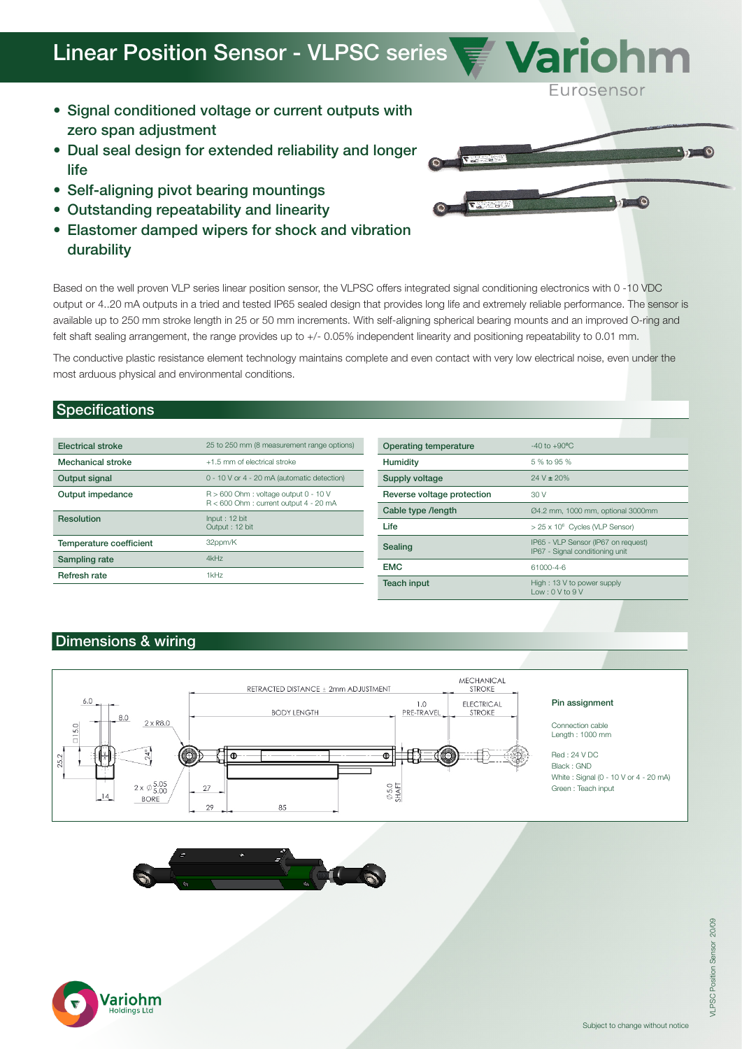# Linear Position Sensor - VLPSC series

Variohm Eurosensor

- Signal conditioned voltage or current outputs with zero span adjustment
- Dual seal design for extended reliability and longer life
- Self-aligning pivot bearing mountings
- Outstanding repeatability and linearity
- Elastomer damped wipers for shock and vibration durability

Based on the well proven VLP series linear position sensor, the VLPSC offers integrated signal conditioning electronics with 0 -10 VDC output or 4..20 mA outputs in a tried and tested IP65 sealed design that provides long life and extremely reliable performance. The sensor is available up to 250 mm stroke length in 25 or 50 mm increments. With self-aligning spherical bearing mounts and an improved O-ring and felt shaft sealing arrangement, the range provides up to +/- 0.05% independent linearity and positioning repeatability to 0.01 mm.

The conductive plastic resistance element technology maintains complete and even contact with very low electrical noise, even under the most arduous physical and environmental conditions.

## Specifications

| | |
|---|---|
| Electrical stroke | 25 to 250 mm (8 measurement range options) |
| Mechanical stroke | +1.5 mm of electrical stroke |
| Output signal | 0 - 10 V or 4 - 20 mA (automatic detection) |
| Output impedance | R > 600 Ohm : voltage output 0 - 10 V<br>R < 600 Ohm : current output 4 - 20 mA |
| Resolution | Input : 12 bit<br>Output : 12 bit |
| Temperature coefficient | 32ppm/K |
| Sampling rate | 4kHz |
| Refresh rate | 1kHz |

| | |
|---|---|
| Operating temperature | -40 to +90ºC |
| Humidity | 5 % to 95 % |
| Supply voltage | 24 V ± 20% |
| Reverse voltage protection | 30 V |
| Cable type /length | Ø4.2 mm, 1000 mm, optional 3000mm |
| Life | > 25 x $10^6$ Cycles (VLP Sensor) |
| Sealing | IP65 - VLP Sensor (IP67 on request)<br>IP67 - Signal conditioning unit |
| EMC | 61000-4-6 |
| Teach input | High : 13 V to power supply<br>Low : 0 V to 9 V |

## Dimensions & wiring

RETRACTED DISTANCE ± 2mm ADJUSTMENT — MECHANICAL STROKE — BODY LENGTH — 1.0 PRE-TRAVEL — ELECTRICAL STROKE — 6.0 — 8.0 — 15.0 — 2 x R8.0 — 25.2 — 24° — 14 — 2 x Ø 5.05/5.00 BORE — 27 — 29 — 85 — Ø5.0 SHAFT

**Pin assignment**

Connection cable
Length : 1000 mm

Red : 24 V DC
Black : GND
White : Signal (0 - 10 V or 4 - 20 mA)
Green : Teach input

Variohm Holdings Ltd

Subject to change without notice

VLPSC Position Sensor 20/09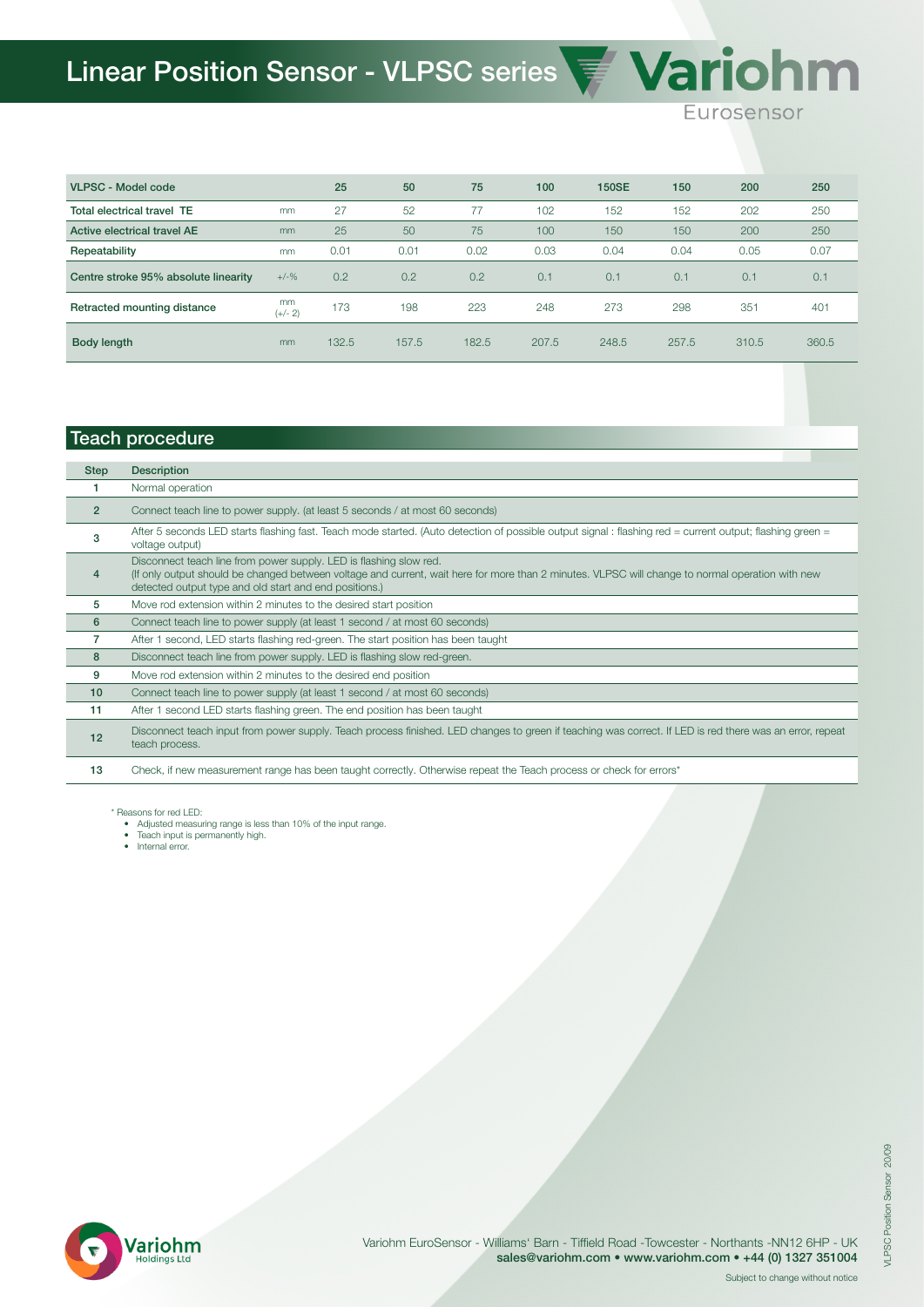# Linear Position Sensor - VLPSC series

| VLPSC - Model code | | 25 | 50 | 75 | 100 | 150SE | 150 | 200 | 250 |
|---|---|---|---|---|---|---|---|---|---|
| Total electrical travel TE | mm | 27 | 52 | 77 | 102 | 152 | 152 | 202 | 250 |
| Active electrical travel AE | mm | 25 | 50 | 75 | 100 | 150 | 150 | 200 | 250 |
| Repeatability | mm | 0.01 | 0.01 | 0.02 | 0.03 | 0.04 | 0.04 | 0.05 | 0.07 |
| Centre stroke 95% absolute linearity | +/-% | 0.2 | 0.2 | 0.2 | 0.1 | 0.1 | 0.1 | 0.1 | 0.1 |
| Retracted mounting distance | mm (+/- 2) | 173 | 198 | 223 | 248 | 273 | 298 | 351 | 401 |
| Body length | mm | 132.5 | 157.5 | 182.5 | 207.5 | 248.5 | 257.5 | 310.5 | 360.5 |

## Teach procedure

| Step | Description |
|---|---|
| 1 | Normal operation |
| 2 | Connect teach line to power supply. (at least 5 seconds / at most 60 seconds) |
| 3 | After 5 seconds LED starts flashing fast. Teach mode started. (Auto detection of possible output signal : flashing red = current output; flashing green = voltage output) |
| 4 | Disconnect teach line from power supply. LED is flashing slow red. (If only output should be changed between voltage and current, wait here for more than 2 minutes. VLPSC will change to normal operation with new detected output type and old start and end positions.) |
| 5 | Move rod extension within 2 minutes to the desired start position |
| 6 | Connect teach line to power supply (at least 1 second / at most 60 seconds) |
| 7 | After 1 second, LED starts flashing red-green. The start position has been taught |
| 8 | Disconnect teach line from power supply. LED is flashing slow red-green. |
| 9 | Move rod extension within 2 minutes to the desired end position |
| 10 | Connect teach line to power supply (at least 1 second / at most 60 seconds) |
| 11 | After 1 second LED starts flashing green. The end position has been taught |
| 12 | Disconnect teach input from power supply. Teach process finished. LED changes to green if teaching was correct. If LED is red there was an error, repeat teach process. |
| 13 | Check, if new measurement range has been taught correctly. Otherwise repeat the Teach process or check for errors* |

\* Reasons for red LED:

- Adjusted measuring range is less than 10% of the input range.
- Teach input is permanently high.
- Internal error.

Variohm EuroSensor - Williams' Barn - Tiffield Road -Towcester - Northants -NN12 6HP - UK
**sales@variohm.com • www.variohm.com • +44 (0) 1327 351004**

Subject to change without notice

VLPSC Position Sensor 20/09